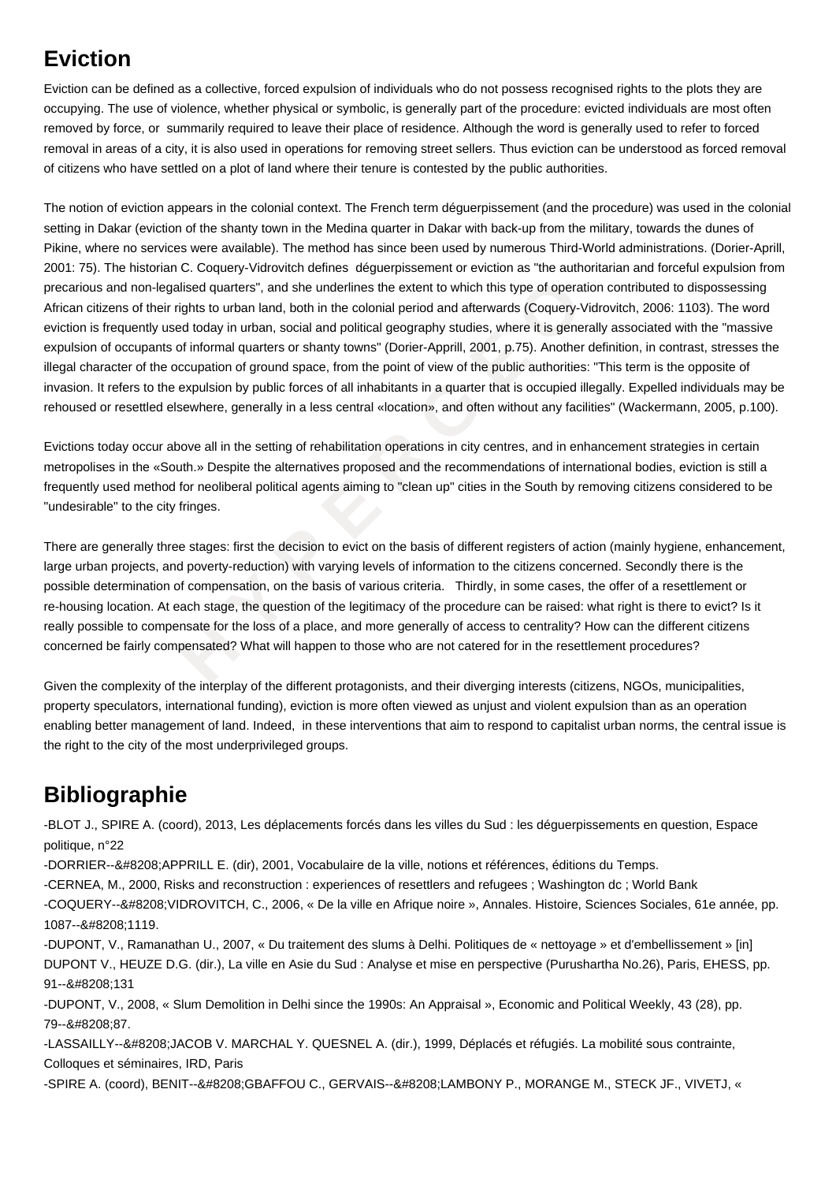## Eviction

Eviction can be defined as a collective, forced expulsion of individuals who do not possess recognised rights to the plots they are occupying. The use of violence, whether physical or symbolic, is generally part of the procedure: evicted individuals are most often removed by force, or summarily required to leave their place of residence. Although the word is generally used to refer to forced removal in areas of a city, it is also used in operations for removing street sellers. Thus eviction can be understood as forced removal of citizens who have settled on a plot of land where their tenure is contested by the public authorities.

The notion of eviction appears in the colonial context. The French term déguerpissement (and the procedure) was used in the colonial setting in Dakar (eviction of the shanty town in the Medina quarter in Dakar with back-up from the military, towards the dunes of Pikine, where no services were available). The method has since been used by numerous Third-World administrations. (Dorier-Aprill, 2001: 75). The historian C. Coquery-Vidrovitch defines déguerpissement or eviction as "the authoritarian and forceful expulsion from precarious and non-legalised quarters", and she underlines the extent to which this type of operation contributed to dispossessing African citizens of their rights to urban land, both in the colonial period and afterwards (Coquery-Vidrovitch, 2006: 1103). The word eviction is frequently used today in urban, social and political geography studies, where it is generally associated with the "massive expulsion of occupants of informal quarters or shanty towns" (Dorier-Apprill, 2001, p.75). Another definition, in contrast, stresses the illegal character of the occupation of ground space, from the point of view of the public authorities: "This term is the opposite of invasion. It refers to the expulsion by public forces of all inhabitants in a quarter that is occupied illegally. Expelled individuals may be rehoused or resettled elsewhere, generally in a less central «location», and often without any facilities" (Wackermann, 2005, p.100).

Evictions today occur above all in the setting of rehabilitation operations in city centres, and in enhancement strategies in certain metropolises in the «South.» Despite the alternatives proposed and the recommendations of international bodies, eviction is still a frequently used method for neoliberal political agents aiming to "clean up" cities in the South by removing citizens considered to be "undesirable" to the city fringes.

There are generally three stages: first the decision to evict on the basis of different registers of action (mainly hygiene, enhancement, large urban projects, and poverty-reduction) with varying levels of information to the citizens concerned. Secondly there is the possible determination of compensation, on the basis of various criteria. Thirdly, in some cases, the offer of a resettlement or re-housing location. At each stage, the question of the legitimacy of the procedure can be raised: what right is there to evict? Is it really possible to compensate for the loss of a place, and more generally of access to centrality? How can the different citizens concerned be fairly compensated? What will happen to those who are not catered for in the resettlement procedures?

Given the complexity of the interplay of the different protagonists, and their diverging interests (citizens, NGOs, municipalities, property speculators, international funding), eviction is more often viewed as unjust and violent expulsion than as an operation enabling better management of land. Indeed, in these interventions that aim to respond to capitalist urban norms, the central issue is the right to the city of the most underprivileged groups.

## Bibliographie

-BLOT J., SPIRE A. (coord), 2013, Les déplacements forcés dans les villes du Sud : les déguerpissements en question, Espace politique, n°22

-DORRIER--&#8208;APPRILL E. (dir), 2001, Vocabulaire de la ville, notions et références, éditions du Temps.

-CERNEA, M., 2000, Risks and reconstruction : experiences of resettlers and refugees ; Washington dc ; World Bank

-COQUERY--&#8208;VIDROVITCH, C., 2006, « De la ville en Afrique noire », Annales. Histoire, Sciences Sociales, 61e année, pp. 1087--&#8208;1119.

-DUPONT, V., Ramanathan U., 2007, « Du traitement des slums à Delhi. Politiques de « nettoyage » et d'embellissement » [in] DUPONT V., HEUZE D.G. (dir.), La ville en Asie du Sud : Analyse et mise en perspective (Purushartha No.26), Paris, EHESS, pp. 91--&#8208;131

-DUPONT, V., 2008, « Slum Demolition in Delhi since the 1990s: An Appraisal », Economic and Political Weekly, 43 (28), pp. 79--&#8208;87.

-LASSAILLY--&#8208;JACOB V. MARCHAL Y. QUESNEL A. (dir.), 1999, Déplacés et réfugiés. La mobilité sous contrainte, Colloques et séminaires, IRD, Paris

-SPIRE A. (coord), BENIT--&#8208;GBAFFOU C., GERVAIS--&#8208;LAMBONY P., MORANGE M., STECK JF., VIVETJ, «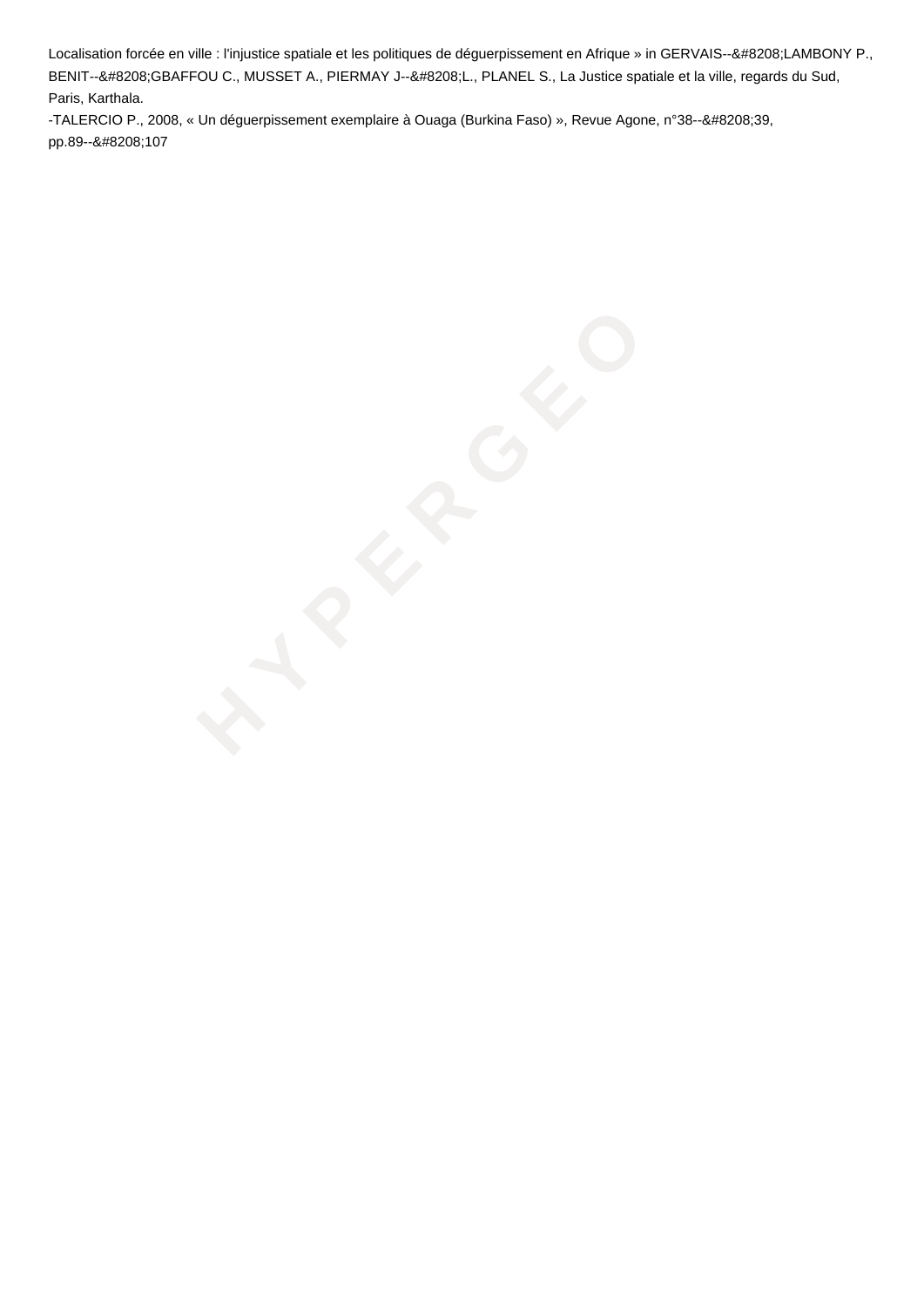Localisation forcée en ville : l'injustice spatiale et les politiques de déguerpissement en Afrique » in GERVAIS--&#8208;LAMBONY P., BENIT--&#8208;GBAFFOU C., MUSSET A., PIERMAY J--&#8208;L., PLANEL S., La Justice spatiale et la ville, regards du Sud, Paris, Karthala.

-TALERCIO P., 2008, « Un déguerpissement exemplaire à Ouaga (Burkina Faso) », Revue Agone, n°38--&#8208;39, pp.89--&#8208;107